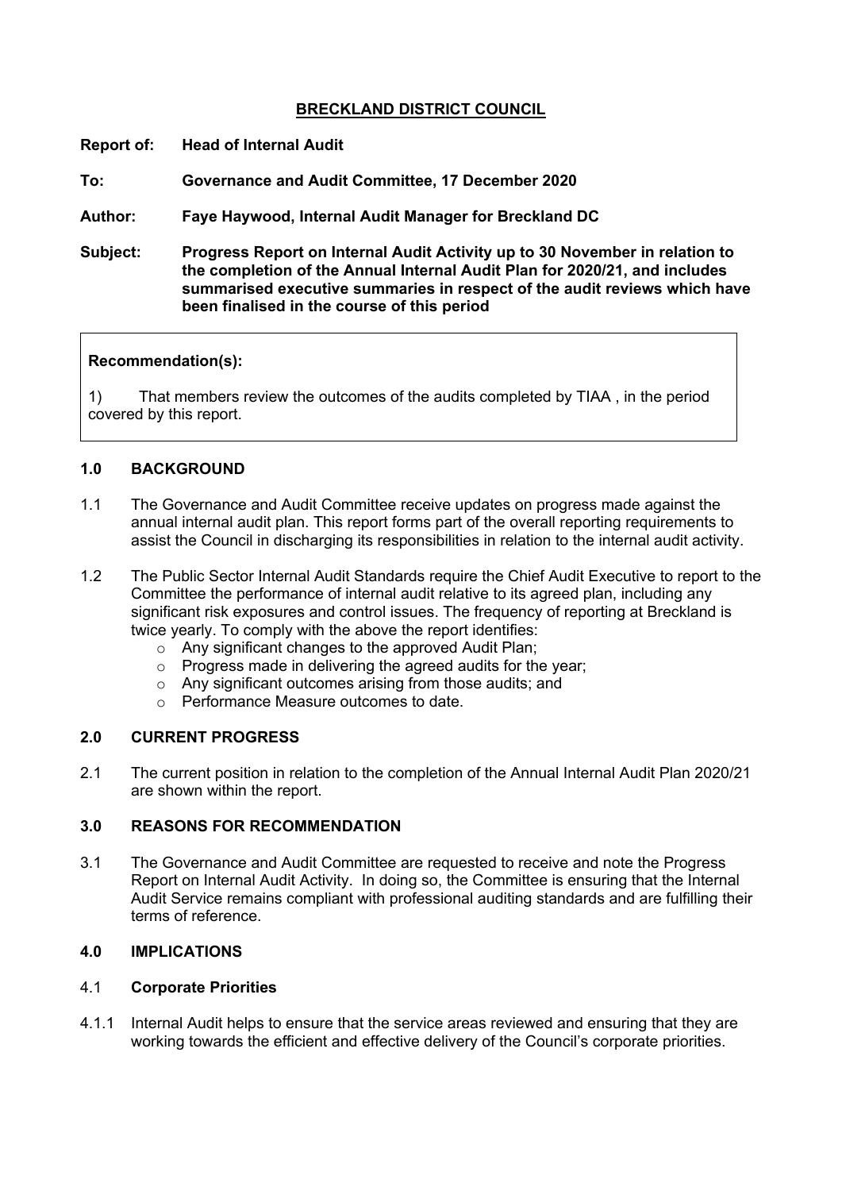# BRECKLAND DISTRICT COUNCIL

**Report of:** **Head of Internal Audit**

**To:** **Governance and Audit Committee, 17 December 2020**

**Author:** **Faye Haywood, Internal Audit Manager for Breckland DC**

**Subject:** **Progress Report on Internal Audit Activity up to 30 November in relation to the completion of the Annual Internal Audit Plan for 2020/21, and includes summarised executive summaries in respect of the audit reviews which have been finalised in the course of this period**

**Recommendation(s):**

1) That members review the outcomes of the audits completed by TIAA , in the period covered by this report.

## 1.0 BACKGROUND

1.1 The Governance and Audit Committee receive updates on progress made against the annual internal audit plan. This report forms part of the overall reporting requirements to assist the Council in discharging its responsibilities in relation to the internal audit activity.

1.2 The Public Sector Internal Audit Standards require the Chief Audit Executive to report to the Committee the performance of internal audit relative to its agreed plan, including any significant risk exposures and control issues. The frequency of reporting at Breckland is twice yearly. To comply with the above the report identifies:

- Any significant changes to the approved Audit Plan;
- Progress made in delivering the agreed audits for the year;
- Any significant outcomes arising from those audits; and
- Performance Measure outcomes to date.

## 2.0 CURRENT PROGRESS

2.1 The current position in relation to the completion of the Annual Internal Audit Plan 2020/21 are shown within the report.

## 3.0 REASONS FOR RECOMMENDATION

3.1 The Governance and Audit Committee are requested to receive and note the Progress Report on Internal Audit Activity. In doing so, the Committee is ensuring that the Internal Audit Service remains compliant with professional auditing standards and are fulfilling their terms of reference.

## 4.0 IMPLICATIONS

### 4.1 Corporate Priorities

4.1.1 Internal Audit helps to ensure that the service areas reviewed and ensuring that they are working towards the efficient and effective delivery of the Council's corporate priorities.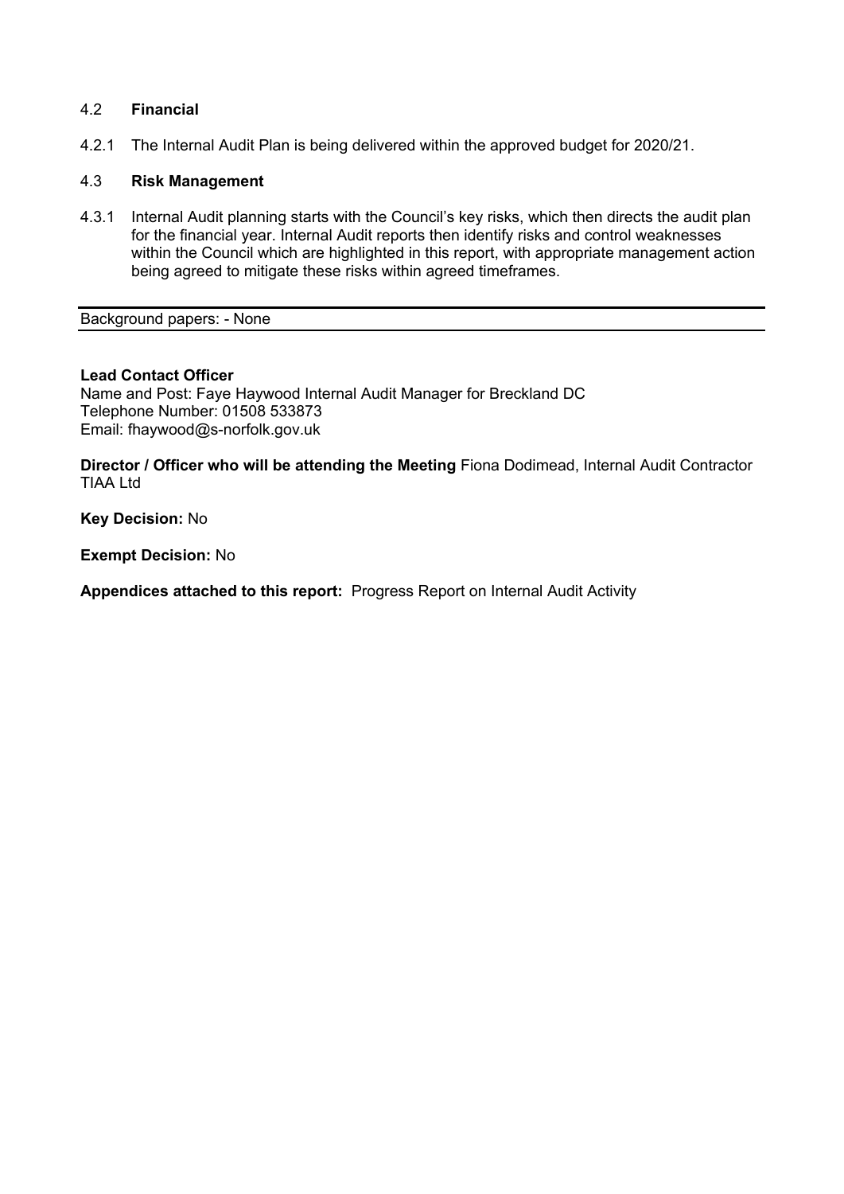### 4.2 **Financial**

4.2.1 The Internal Audit Plan is being delivered within the approved budget for 2020/21.

### 4.3 **Risk Management**

4.3.1 Internal Audit planning starts with the Council's key risks, which then directs the audit plan for the financial year. Internal Audit reports then identify risks and control weaknesses within the Council which are highlighted in this report, with appropriate management action being agreed to mitigate these risks within agreed timeframes.

---

Background papers: - None

---

**Lead Contact Officer**
Name and Post: Faye Haywood Internal Audit Manager for Breckland DC
Telephone Number: 01508 533873
Email: fhaywood@s-norfolk.gov.uk

**Director / Officer who will be attending the Meeting** Fiona Dodimead, Internal Audit Contractor TIAA Ltd

**Key Decision:** No

**Exempt Decision:** No

**Appendices attached to this report:** Progress Report on Internal Audit Activity